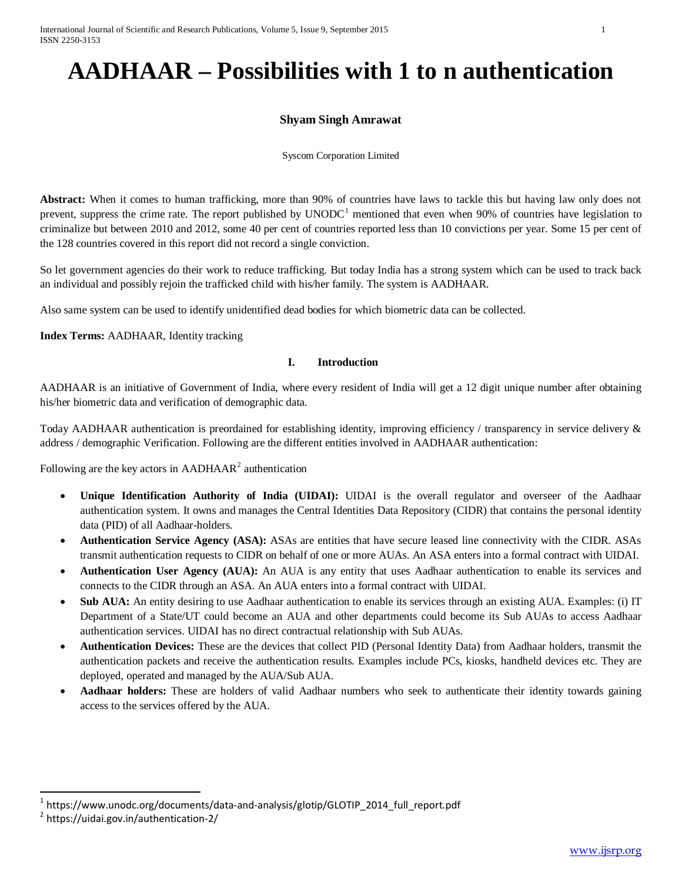# AADHAAR – Possibilities with 1 to n authentication

**Shyam Singh Amrawat**

Syscom Corporation Limited

**Abstract:** When it comes to human trafficking, more than 90% of countries have laws to tackle this but having law only does not prevent, suppress the crime rate. The report published by UNODC[1] mentioned that even when 90% of countries have legislation to criminalize but between 2010 and 2012, some 40 per cent of countries reported less than 10 convictions per year. Some 15 per cent of the 128 countries covered in this report did not record a single conviction.

So let government agencies do their work to reduce trafficking. But today India has a strong system which can be used to track back an individual and possibly rejoin the trafficked child with his/her family. The system is AADHAAR.

Also same system can be used to identify unidentified dead bodies for which biometric data can be collected.

**Index Terms:** AADHAAR, Identity tracking

## I. Introduction

AADHAAR is an initiative of Government of India, where every resident of India will get a 12 digit unique number after obtaining his/her biometric data and verification of demographic data.

Today AADHAAR authentication is preordained for establishing identity, improving efficiency / transparency in service delivery & address / demographic Verification. Following are the different entities involved in AADHAAR authentication:

Following are the key actors in AADHAAR[2] authentication

- **Unique Identification Authority of India (UIDAI):** UIDAI is the overall regulator and overseer of the Aadhaar authentication system. It owns and manages the Central Identities Data Repository (CIDR) that contains the personal identity data (PID) of all Aadhaar-holders.
- **Authentication Service Agency (ASA):** ASAs are entities that have secure leased line connectivity with the CIDR. ASAs transmit authentication requests to CIDR on behalf of one or more AUAs. An ASA enters into a formal contract with UIDAI.
- **Authentication User Agency (AUA):** An AUA is any entity that uses Aadhaar authentication to enable its services and connects to the CIDR through an ASA. An AUA enters into a formal contract with UIDAI.
- **Sub AUA:** An entity desiring to use Aadhaar authentication to enable its services through an existing AUA. Examples: (i) IT Department of a State/UT could become an AUA and other departments could become its Sub AUAs to access Aadhaar authentication services. UIDAI has no direct contractual relationship with Sub AUAs.
- **Authentication Devices:** These are the devices that collect PID (Personal Identity Data) from Aadhaar holders, transmit the authentication packets and receive the authentication results. Examples include PCs, kiosks, handheld devices etc. They are deployed, operated and managed by the AUA/Sub AUA.
- **Aadhaar holders:** These are holders of valid Aadhaar numbers who seek to authenticate their identity towards gaining access to the services offered by the AUA.

---

[1] https://www.unodc.org/documents/data-and-analysis/glotip/GLOTIP_2014_full_report.pdf

[2] https://uidai.gov.in/authentication-2/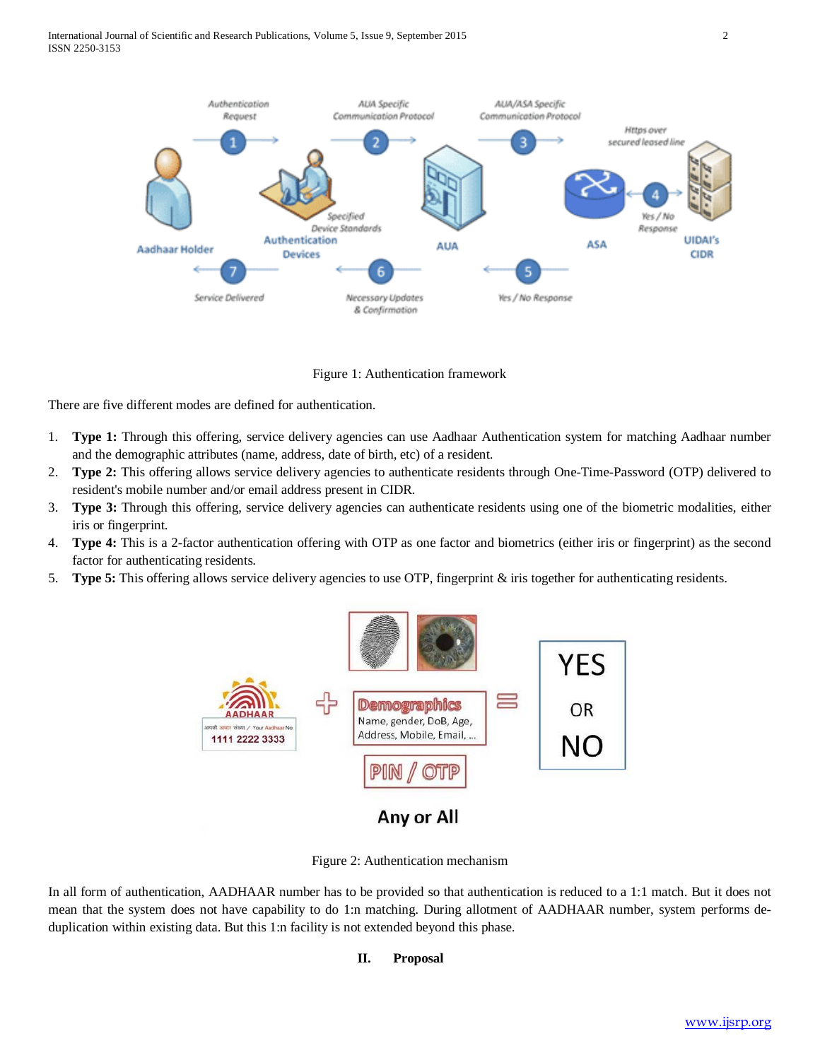Figure 1: Authentication framework

There are five different modes are defined for authentication.

1. **Type 1:** Through this offering, service delivery agencies can use Aadhaar Authentication system for matching Aadhaar number and the demographic attributes (name, address, date of birth, etc) of a resident.
2. **Type 2:** This offering allows service delivery agencies to authenticate residents through One-Time-Password (OTP) delivered to resident's mobile number and/or email address present in CIDR.
3. **Type 3:** Through this offering, service delivery agencies can authenticate residents using one of the biometric modalities, either iris or fingerprint.
4. **Type 4:** This is a 2-factor authentication offering with OTP as one factor and biometrics (either iris or fingerprint) as the second factor for authenticating residents.
5. **Type 5:** This offering allows service delivery agencies to use OTP, fingerprint & iris together for authenticating residents.

Figure 2: Authentication mechanism

In all form of authentication, AADHAAR number has to be provided so that authentication is reduced to a 1:1 match. But it does not mean that the system does not have capability to do 1:n matching. During allotment of AADHAAR number, system performs de-duplication within existing data. But this 1:n facility is not extended beyond this phase.

## II. Proposal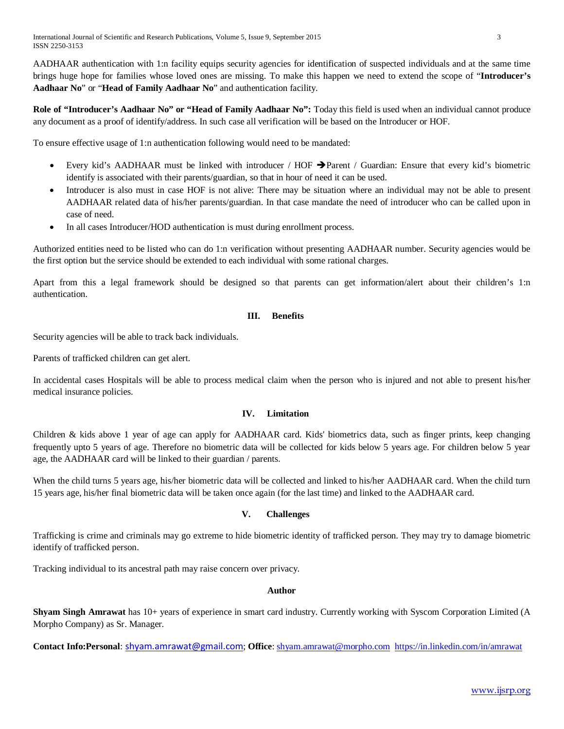AADHAAR authentication with 1:n facility equips security agencies for identification of suspected individuals and at the same time brings huge hope for families whose loved ones are missing. To make this happen we need to extend the scope of "**Introducer's Aadhaar No**" or "**Head of Family Aadhaar No**" and authentication facility.

**Role of "Introducer's Aadhaar No" or "Head of Family Aadhaar No":** Today this field is used when an individual cannot produce any document as a proof of identify/address. In such case all verification will be based on the Introducer or HOF.

To ensure effective usage of 1:n authentication following would need to be mandated:

- Every kid's AADHAAR must be linked with introducer / HOF ➔Parent / Guardian: Ensure that every kid's biometric identify is associated with their parents/guardian, so that in hour of need it can be used.
- Introducer is also must in case HOF is not alive: There may be situation where an individual may not be able to present AADHAAR related data of his/her parents/guardian. In that case mandate the need of introducer who can be called upon in case of need.
- In all cases Introducer/HOD authentication is must during enrollment process.

Authorized entities need to be listed who can do 1:n verification without presenting AADHAAR number. Security agencies would be the first option but the service should be extended to each individual with some rational charges.

Apart from this a legal framework should be designed so that parents can get information/alert about their children's 1:n authentication.

## III. Benefits

Security agencies will be able to track back individuals.

Parents of trafficked children can get alert.

In accidental cases Hospitals will be able to process medical claim when the person who is injured and not able to present his/her medical insurance policies.

## IV. Limitation

Children & kids above 1 year of age can apply for AADHAAR card. Kids' biometrics data, such as finger prints, keep changing frequently upto 5 years of age. Therefore no biometric data will be collected for kids below 5 years age. For children below 5 year age, the AADHAAR card will be linked to their guardian / parents.

When the child turns 5 years age, his/her biometric data will be collected and linked to his/her AADHAAR card. When the child turn 15 years age, his/her final biometric data will be taken once again (for the last time) and linked to the AADHAAR card.

## V. Challenges

Trafficking is crime and criminals may go extreme to hide biometric identity of trafficked person. They may try to damage biometric identify of trafficked person.

Tracking individual to its ancestral path may raise concern over privacy.

## Author

**Shyam Singh Amrawat** has 10+ years of experience in smart card industry. Currently working with Syscom Corporation Limited (A Morpho Company) as Sr. Manager.

**Contact Info:Personal**: shyam.amrawat@gmail.com; **Office**: shyam.amrawat@morpho.com https://in.linkedin.com/in/amrawat